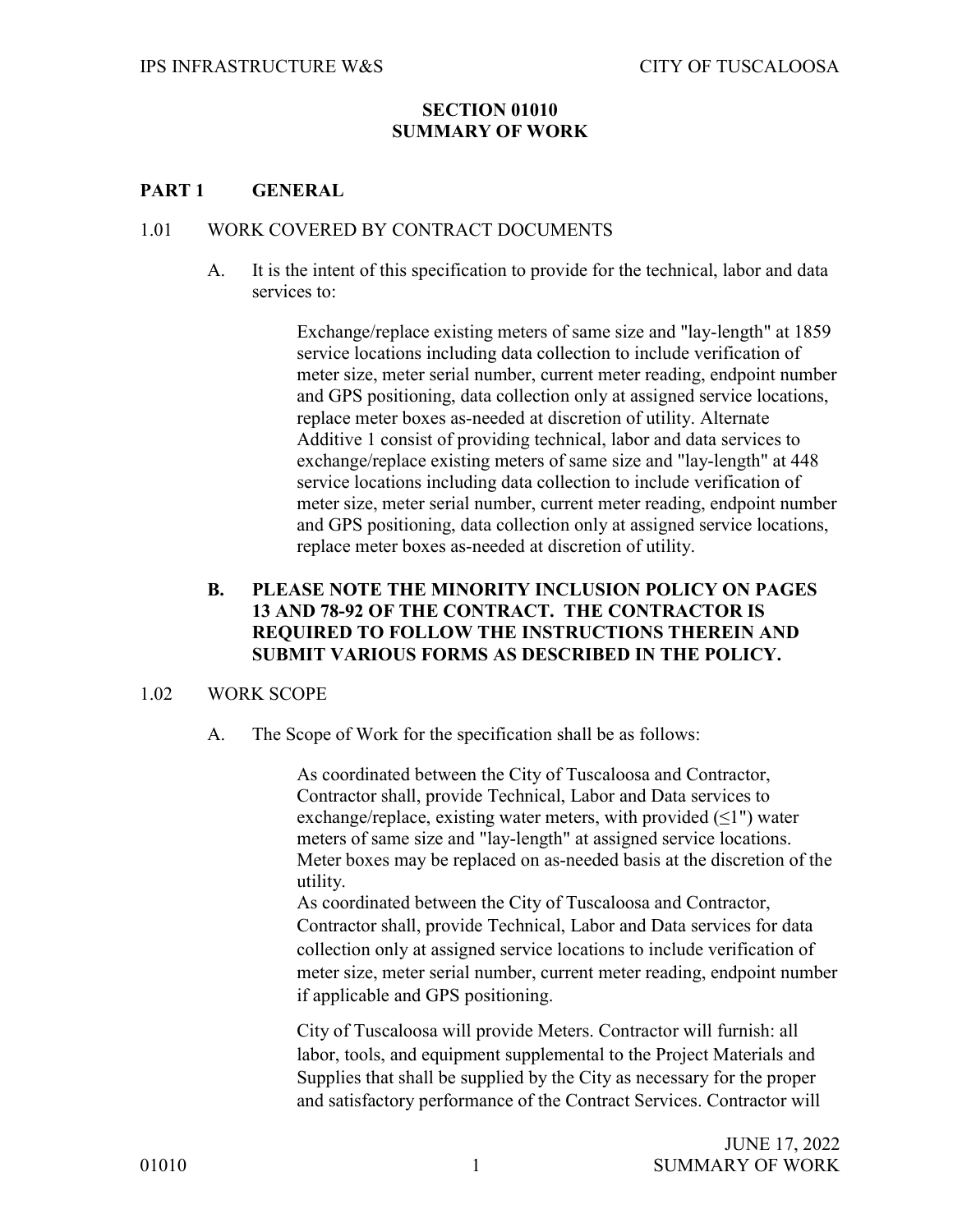# SECTION 01010
# SUMMARY OF WORK

## PART 1 GENERAL

### 1.01 WORK COVERED BY CONTRACT DOCUMENTS

A. It is the intent of this specification to provide for the technical, labor and data services to:

Exchange/replace existing meters of same size and "lay-length" at 1859 service locations including data collection to include verification of meter size, meter serial number, current meter reading, endpoint number and GPS positioning, data collection only at assigned service locations, replace meter boxes as-needed at discretion of utility. Alternate Additive 1 consist of providing technical, labor and data services to exchange/replace existing meters of same size and "lay-length" at 448 service locations including data collection to include verification of meter size, meter serial number, current meter reading, endpoint number and GPS positioning, data collection only at assigned service locations, replace meter boxes as-needed at discretion of utility.

**B. PLEASE NOTE THE MINORITY INCLUSION POLICY ON PAGES 13 AND 78-92 OF THE CONTRACT. THE CONTRACTOR IS REQUIRED TO FOLLOW THE INSTRUCTIONS THEREIN AND SUBMIT VARIOUS FORMS AS DESCRIBED IN THE POLICY.**

### 1.02 WORK SCOPE

A. The Scope of Work for the specification shall be as follows:

As coordinated between the City of Tuscaloosa and Contractor, Contractor shall, provide Technical, Labor and Data services to exchange/replace, existing water meters, with provided (≤1") water meters of same size and "lay-length" at assigned service locations. Meter boxes may be replaced on as-needed basis at the discretion of the utility.

As coordinated between the City of Tuscaloosa and Contractor, Contractor shall, provide Technical, Labor and Data services for data collection only at assigned service locations to include verification of meter size, meter serial number, current meter reading, endpoint number if applicable and GPS positioning.

City of Tuscaloosa will provide Meters. Contractor will furnish: all labor, tools, and equipment supplemental to the Project Materials and Supplies that shall be supplied by the City as necessary for the proper and satisfactory performance of the Contract Services. Contractor will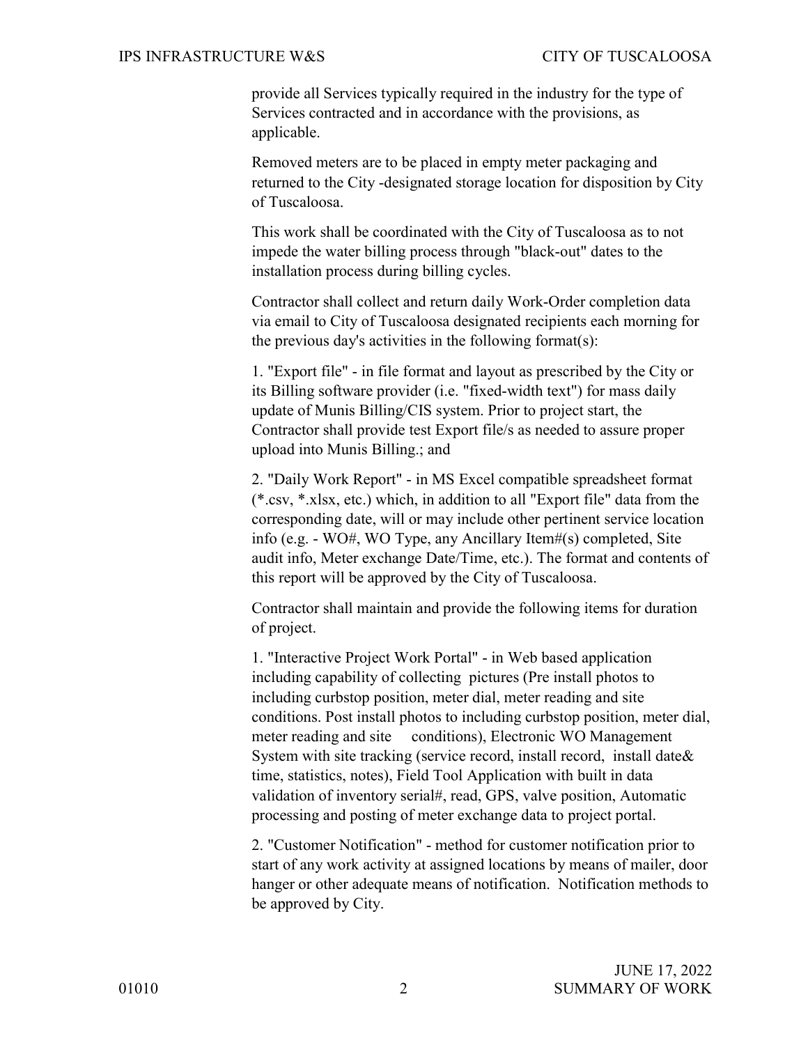provide all Services typically required in the industry for the type of Services contracted and in accordance with the provisions, as applicable.

Removed meters are to be placed in empty meter packaging and returned to the City -designated storage location for disposition by City of Tuscaloosa.

This work shall be coordinated with the City of Tuscaloosa as to not impede the water billing process through "black-out" dates to the installation process during billing cycles.

Contractor shall collect and return daily Work-Order completion data via email to City of Tuscaloosa designated recipients each morning for the previous day's activities in the following format(s):

1. "Export file" - in file format and layout as prescribed by the City or its Billing software provider (i.e. "fixed-width text") for mass daily update of Munis Billing/CIS system. Prior to project start, the Contractor shall provide test Export file/s as needed to assure proper upload into Munis Billing.; and

2. "Daily Work Report" - in MS Excel compatible spreadsheet format (*.csv, *.xlsx, etc.) which, in addition to all "Export file" data from the corresponding date, will or may include other pertinent service location info (e.g. - WO#, WO Type, any Ancillary Item#(s) completed, Site audit info, Meter exchange Date/Time, etc.). The format and contents of this report will be approved by the City of Tuscaloosa.

Contractor shall maintain and provide the following items for duration of project.

1. "Interactive Project Work Portal" - in Web based application including capability of collecting pictures (Pre install photos to including curbstop position, meter dial, meter reading and site conditions. Post install photos to including curbstop position, meter dial, meter reading and site conditions), Electronic WO Management System with site tracking (service record, install record, install date& time, statistics, notes), Field Tool Application with built in data validation of inventory serial#, read, GPS, valve position, Automatic processing and posting of meter exchange data to project portal.

2. "Customer Notification" - method for customer notification prior to start of any work activity at assigned locations by means of mailer, door hanger or other adequate means of notification. Notification methods to be approved by City.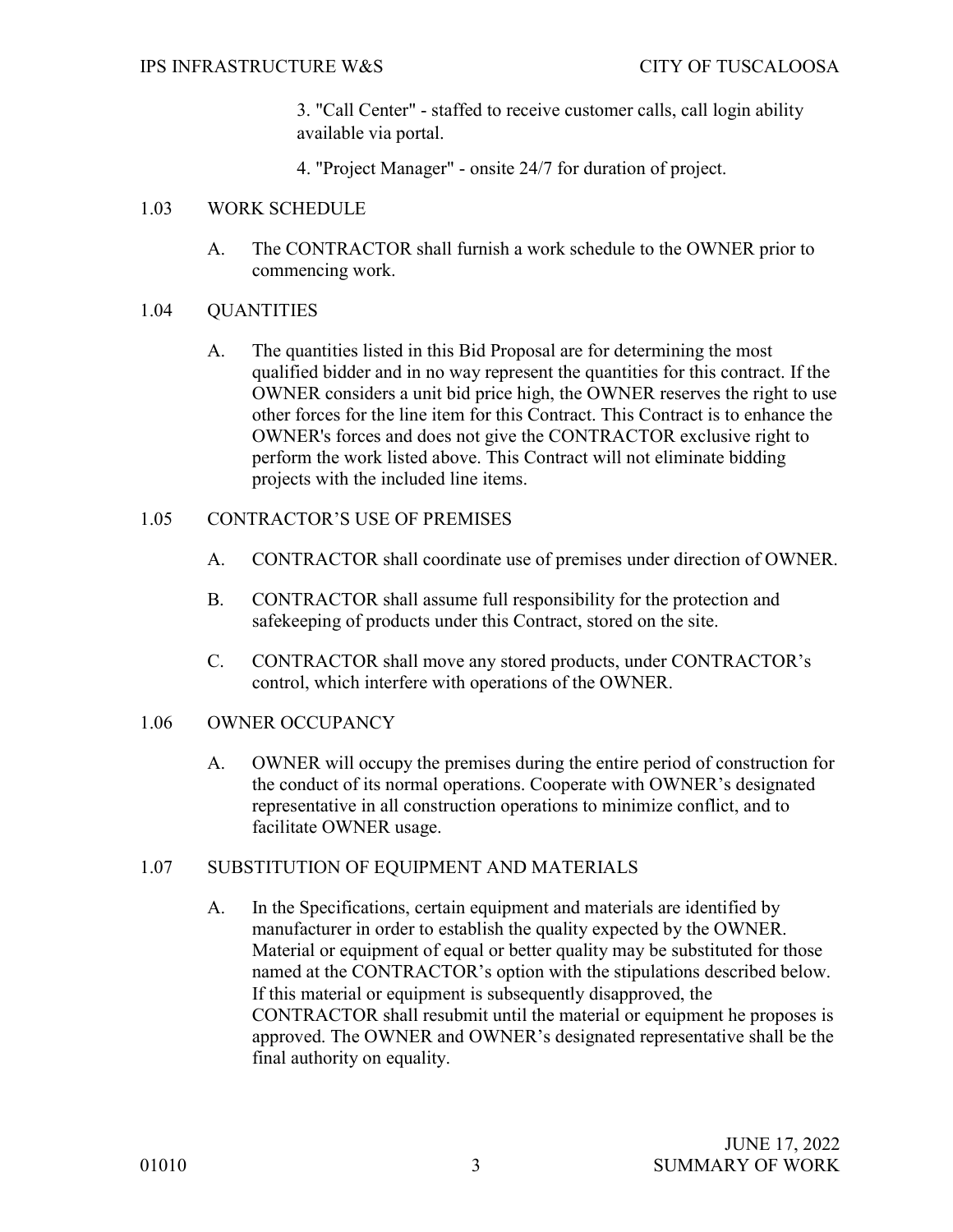3. "Call Center" - staffed to receive customer calls, call login ability available via portal.

4. "Project Manager" - onsite 24/7 for duration of project.

## 1.03 WORK SCHEDULE

A. The CONTRACTOR shall furnish a work schedule to the OWNER prior to commencing work.

## 1.04 QUANTITIES

A. The quantities listed in this Bid Proposal are for determining the most qualified bidder and in no way represent the quantities for this contract. If the OWNER considers a unit bid price high, the OWNER reserves the right to use other forces for the line item for this Contract. This Contract is to enhance the OWNER's forces and does not give the CONTRACTOR exclusive right to perform the work listed above. This Contract will not eliminate bidding projects with the included line items.

## 1.05 CONTRACTOR'S USE OF PREMISES

A. CONTRACTOR shall coordinate use of premises under direction of OWNER.

B. CONTRACTOR shall assume full responsibility for the protection and safekeeping of products under this Contract, stored on the site.

C. CONTRACTOR shall move any stored products, under CONTRACTOR's control, which interfere with operations of the OWNER.

## 1.06 OWNER OCCUPANCY

A. OWNER will occupy the premises during the entire period of construction for the conduct of its normal operations. Cooperate with OWNER's designated representative in all construction operations to minimize conflict, and to facilitate OWNER usage.

## 1.07 SUBSTITUTION OF EQUIPMENT AND MATERIALS

A. In the Specifications, certain equipment and materials are identified by manufacturer in order to establish the quality expected by the OWNER. Material or equipment of equal or better quality may be substituted for those named at the CONTRACTOR's option with the stipulations described below. If this material or equipment is subsequently disapproved, the CONTRACTOR shall resubmit until the material or equipment he proposes is approved. The OWNER and OWNER's designated representative shall be the final authority on equality.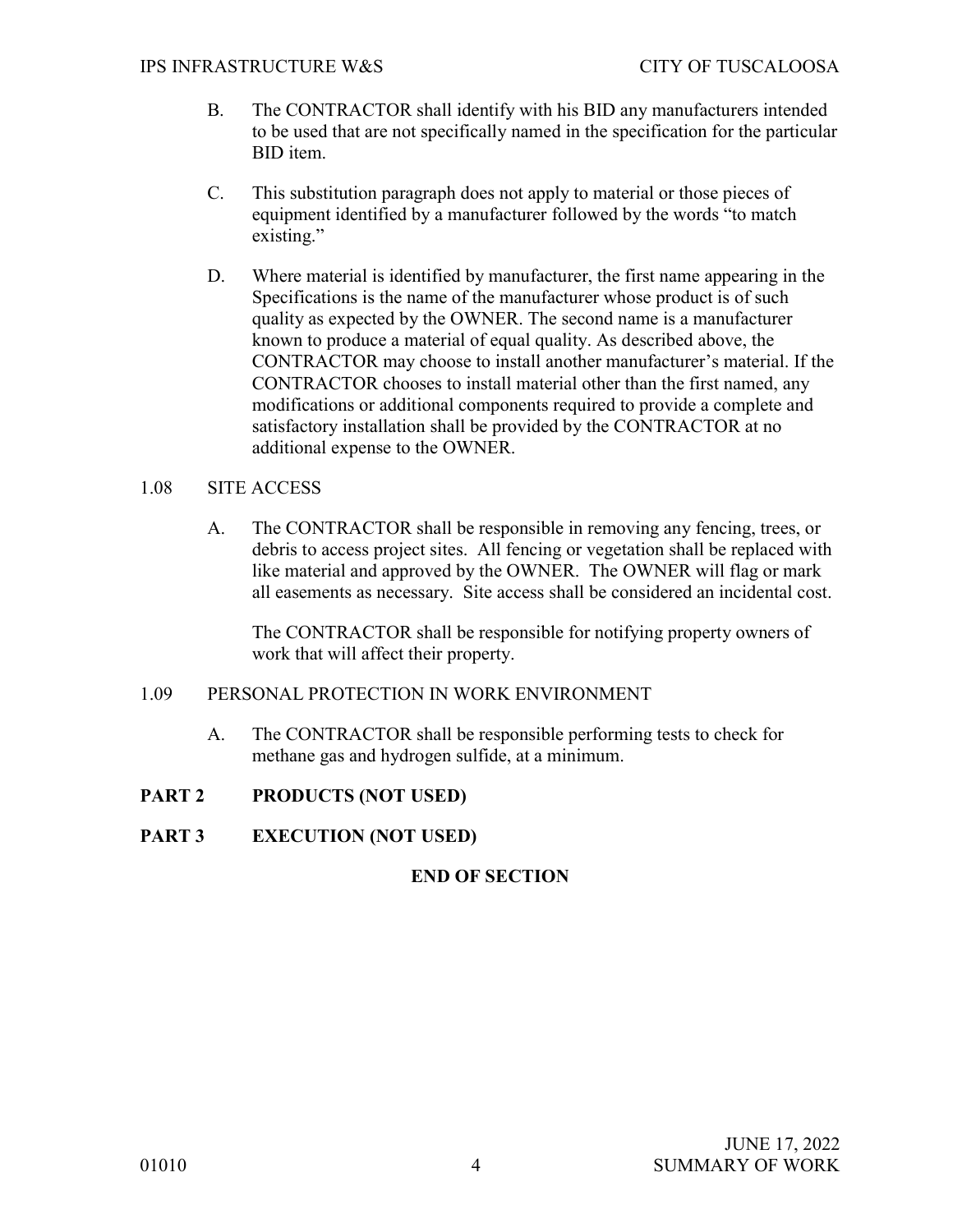B. The CONTRACTOR shall identify with his BID any manufacturers intended to be used that are not specifically named in the specification for the particular BID item.

C. This substitution paragraph does not apply to material or those pieces of equipment identified by a manufacturer followed by the words "to match existing."

D. Where material is identified by manufacturer, the first name appearing in the Specifications is the name of the manufacturer whose product is of such quality as expected by the OWNER. The second name is a manufacturer known to produce a material of equal quality. As described above, the CONTRACTOR may choose to install another manufacturer's material. If the CONTRACTOR chooses to install material other than the first named, any modifications or additional components required to provide a complete and satisfactory installation shall be provided by the CONTRACTOR at no additional expense to the OWNER.

1.08 SITE ACCESS

A. The CONTRACTOR shall be responsible in removing any fencing, trees, or debris to access project sites. All fencing or vegetation shall be replaced with like material and approved by the OWNER. The OWNER will flag or mark all easements as necessary. Site access shall be considered an incidental cost.

The CONTRACTOR shall be responsible for notifying property owners of work that will affect their property.

1.09 PERSONAL PROTECTION IN WORK ENVIRONMENT

A. The CONTRACTOR shall be responsible performing tests to check for methane gas and hydrogen sulfide, at a minimum.

## PART 2 PRODUCTS (NOT USED)

## PART 3 EXECUTION (NOT USED)

**END OF SECTION**